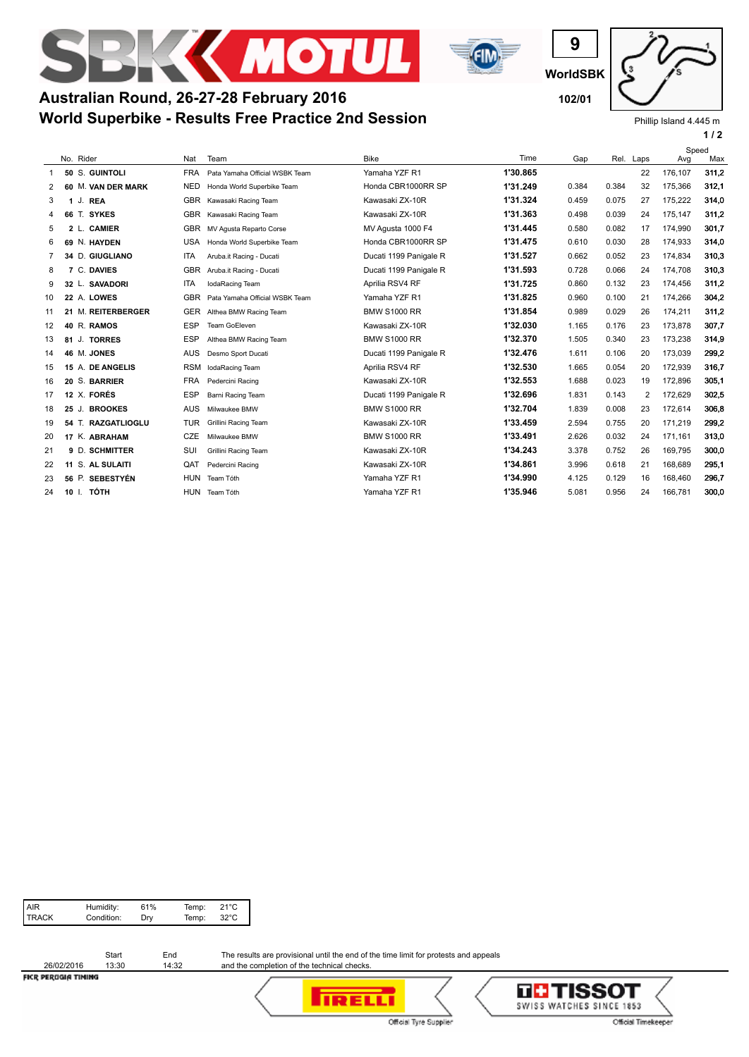# Australian Round, 26-27-28 February 2016

## World Superbike - Results Free Practice 2nd Session

9
WorldSBK
102/01

Phillip Island 4.445 m

| | No. | Rider | Nat | Team | Bike | Time | Gap | Rel. | Laps | Speed Avg | Speed Max |
|---|---|---|---|---|---|---|---|---|---|---|---|
| 1 | 50 | S. GUINTOLI | FRA | Pata Yamaha Official WSBK Team | Yamaha YZF R1 | 1'30.865 | | | 22 | 176,107 | 311,2 |
| 2 | 60 | M. VAN DER MARK | NED | Honda World Superbike Team | Honda CBR1000RR SP | 1'31.249 | 0.384 | 0.384 | 32 | 175,366 | 312,1 |
| 3 | 1 | J. REA | GBR | Kawasaki Racing Team | Kawasaki ZX-10R | 1'31.324 | 0.459 | 0.075 | 27 | 175,222 | 314,0 |
| 4 | 66 | T. SYKES | GBR | Kawasaki Racing Team | Kawasaki ZX-10R | 1'31.363 | 0.498 | 0.039 | 24 | 175,147 | 311,2 |
| 5 | 2 | L. CAMIER | GBR | MV Agusta Reparto Corse | MV Agusta 1000 F4 | 1'31.445 | 0.580 | 0.082 | 17 | 174,990 | 301,7 |
| 6 | 69 | N. HAYDEN | USA | Honda World Superbike Team | Honda CBR1000RR SP | 1'31.475 | 0.610 | 0.030 | 28 | 174,933 | 314,0 |
| 7 | 34 | D. GIUGLIANO | ITA | Aruba.it Racing - Ducati | Ducati 1199 Panigale R | 1'31.527 | 0.662 | 0.052 | 23 | 174,834 | 310,3 |
| 8 | 7 | C. DAVIES | GBR | Aruba.it Racing - Ducati | Ducati 1199 Panigale R | 1'31.593 | 0.728 | 0.066 | 24 | 174,708 | 310,3 |
| 9 | 32 | L. SAVADORI | ITA | IodaRacing Team | Aprilia RSV4 RF | 1'31.725 | 0.860 | 0.132 | 23 | 174,456 | 311,2 |
| 10 | 22 | A. LOWES | GBR | Pata Yamaha Official WSBK Team | Yamaha YZF R1 | 1'31.825 | 0.960 | 0.100 | 21 | 174,266 | 304,2 |
| 11 | 21 | M. REITERBERGER | GER | Althea BMW Racing Team | BMW S1000 RR | 1'31.854 | 0.989 | 0.029 | 26 | 174,211 | 311,2 |
| 12 | 40 | R. RAMOS | ESP | Team GoEleven | Kawasaki ZX-10R | 1'32.030 | 1.165 | 0.176 | 23 | 173,878 | 307,7 |
| 13 | 81 | J. TORRES | ESP | Althea BMW Racing Team | BMW S1000 RR | 1'32.370 | 1.505 | 0.340 | 23 | 173,238 | 314,9 |
| 14 | 46 | M. JONES | AUS | Desmo Sport Ducati | Ducati 1199 Panigale R | 1'32.476 | 1.611 | 0.106 | 20 | 173,039 | 299,2 |
| 15 | 15 | A. DE ANGELIS | RSM | IodaRacing Team | Aprilia RSV4 RF | 1'32.530 | 1.665 | 0.054 | 20 | 172,939 | 316,7 |
| 16 | 20 | S. BARRIER | FRA | Pedercini Racing | Kawasaki ZX-10R | 1'32.553 | 1.688 | 0.023 | 19 | 172,896 | 305,1 |
| 17 | 12 | X. FORÉS | ESP | Barni Racing Team | Ducati 1199 Panigale R | 1'32.696 | 1.831 | 0.143 | 2 | 172,629 | 302,5 |
| 18 | 25 | J. BROOKES | AUS | Milwaukee BMW | BMW S1000 RR | 1'32.704 | 1.839 | 0.008 | 23 | 172,614 | 306,8 |
| 19 | 54 | T. RAZGATLIOGLU | TUR | Grillini Racing Team | Kawasaki ZX-10R | 1'33.459 | 2.594 | 0.755 | 20 | 171,219 | 299,2 |
| 20 | 17 | K. ABRAHAM | CZE | Milwaukee BMW | BMW S1000 RR | 1'33.491 | 2.626 | 0.032 | 24 | 171,161 | 313,0 |
| 21 | 9 | D. SCHMITTER | SUI | Grillini Racing Team | Kawasaki ZX-10R | 1'34.243 | 3.378 | 0.752 | 26 | 169,795 | 300,0 |
| 22 | 11 | S. AL SULAITI | QAT | Pedercini Racing | Kawasaki ZX-10R | 1'34.861 | 3.996 | 0.618 | 21 | 168,689 | 295,1 |
| 23 | 56 | P. SEBESTYÉN | HUN | Team Tóth | Yamaha YZF R1 | 1'34.990 | 4.125 | 0.129 | 16 | 168,460 | 296,7 |
| 24 | 10 | I. TÓTH | HUN | Team Tóth | Yamaha YZF R1 | 1'35.946 | 5.081 | 0.956 | 24 | 166,781 | 300,0 |

| | | | | |
|---|---|---|---|---|
| AIR | Humidity: | 61% | Temp: | 21°C |
| TRACK | Condition: | Dry | Temp: | 32°C |

| | Start | End |
|---|---|---|
| 26/02/2016 | 13:30 | 14:32 |

The results are provisional until the end of the time limit for protests and appeals and the completion of the technical checks.

FICR PERUGIA TIMING

Official Tyre Supplier — PIRELLI

Official Timekeeper — TISSOT SWISS WATCHES SINCE 1853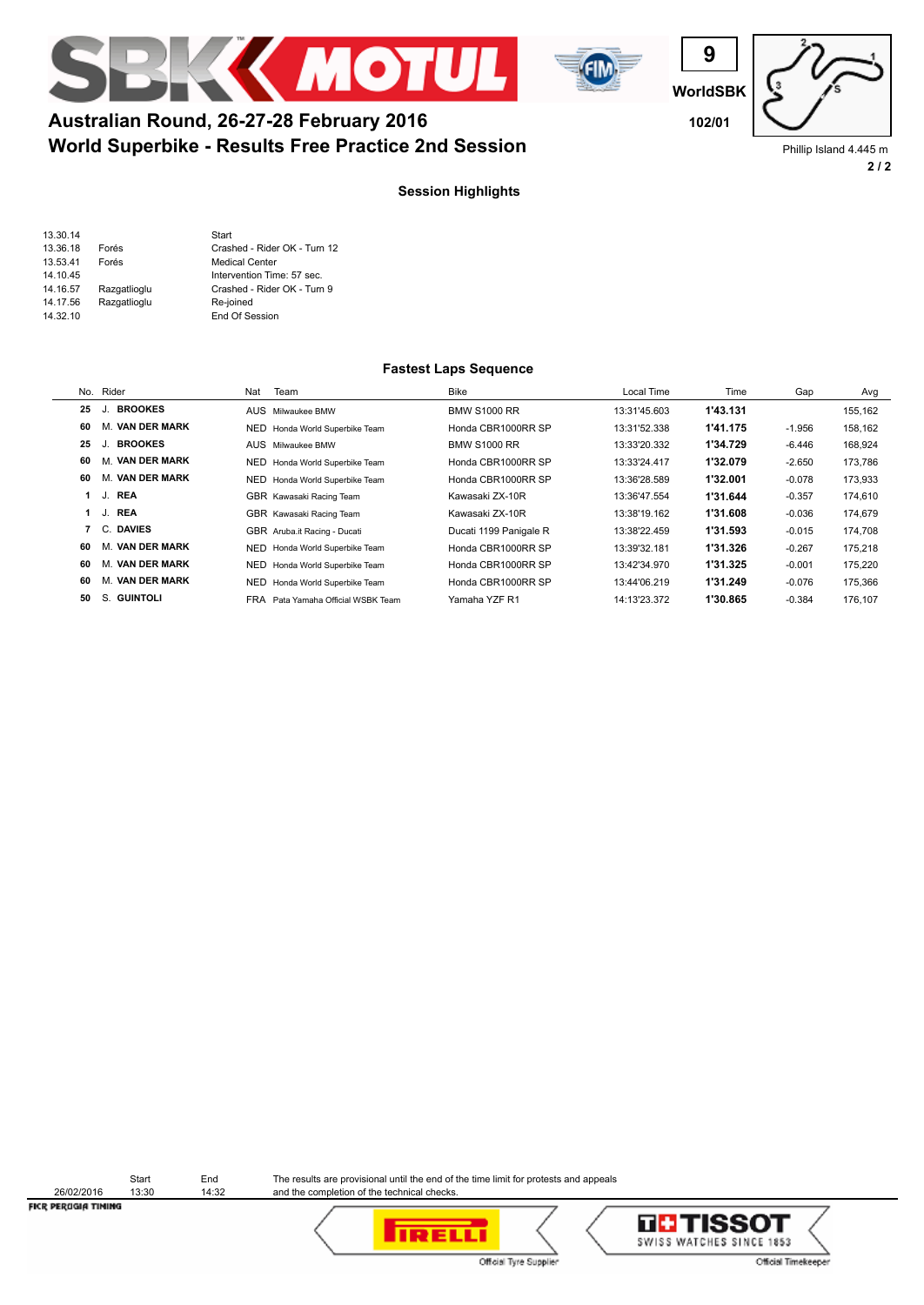# Australian Round, 26-27-28 February 2016

## World Superbike - Results Free Practice 2nd Session

9

WorldSBK

102/01

Phillip Island 4.445 m

### Session Highlights

| | | |
|---|---|---|
| 13.30.14 | | Start |
| 13.36.18 | Forés | Crashed - Rider OK - Turn 12 |
| 13.53.41 | Forés | Medical Center |
| 14.10.45 | | Intervention Time: 57 sec. |
| 14.16.57 | Razgatlioglu | Crashed - Rider OK - Turn 9 |
| 14.17.56 | Razgatlioglu | Re-joined |
| 14.32.10 | | End Of Session |

### Fastest Laps Sequence

| No. | Rider | Nat | Team | Bike | Local Time | Time | Gap | Avg |
|---|---|---|---|---|---|---|---|---|
| 25 | J. **BROOKES** | AUS | Milwaukee BMW | BMW S1000 RR | 13:31'45.603 | **1'43.131** | | 155,162 |
| 60 | M. **VAN DER MARK** | NED | Honda World Superbike Team | Honda CBR1000RR SP | 13:31'52.338 | **1'41.175** | -1.956 | 158,162 |
| 25 | J. **BROOKES** | AUS | Milwaukee BMW | BMW S1000 RR | 13:33'20.332 | **1'34.729** | -6.446 | 168,924 |
| 60 | M. **VAN DER MARK** | NED | Honda World Superbike Team | Honda CBR1000RR SP | 13:33'24.417 | **1'32.079** | -2.650 | 173,786 |
| 60 | M. **VAN DER MARK** | NED | Honda World Superbike Team | Honda CBR1000RR SP | 13:36'28.589 | **1'32.001** | -0.078 | 173,933 |
| 1 | J. **REA** | GBR | Kawasaki Racing Team | Kawasaki ZX-10R | 13:36'47.554 | **1'31.644** | -0.357 | 174,610 |
| 1 | J. **REA** | GBR | Kawasaki Racing Team | Kawasaki ZX-10R | 13:38'19.162 | **1'31.608** | -0.036 | 174,679 |
| 7 | C. **DAVIES** | GBR | Aruba.it Racing - Ducati | Ducati 1199 Panigale R | 13:38'22.459 | **1'31.593** | -0.015 | 174,708 |
| 60 | M. **VAN DER MARK** | NED | Honda World Superbike Team | Honda CBR1000RR SP | 13:39'32.181 | **1'31.326** | -0.267 | 175,218 |
| 60 | M. **VAN DER MARK** | NED | Honda World Superbike Team | Honda CBR1000RR SP | 13:42'34.970 | **1'31.325** | -0.001 | 175,220 |
| 60 | M. **VAN DER MARK** | NED | Honda World Superbike Team | Honda CBR1000RR SP | 13:44'06.219 | **1'31.249** | -0.076 | 175,366 |
| 50 | S. **GUINTOLI** | FRA | Pata Yamaha Official WSBK Team | Yamaha YZF R1 | 14:13'23.372 | **1'30.865** | -0.384 | 176,107 |

| | Start | End |
|---|---|---|
| 26/02/2016 | 13:30 | 14:32 |

The results are provisional until the end of the time limit for protests and appeals and the completion of the technical checks.

FICR PERUGIA TIMING

Official Tyre Supplier

Official Timekeeper